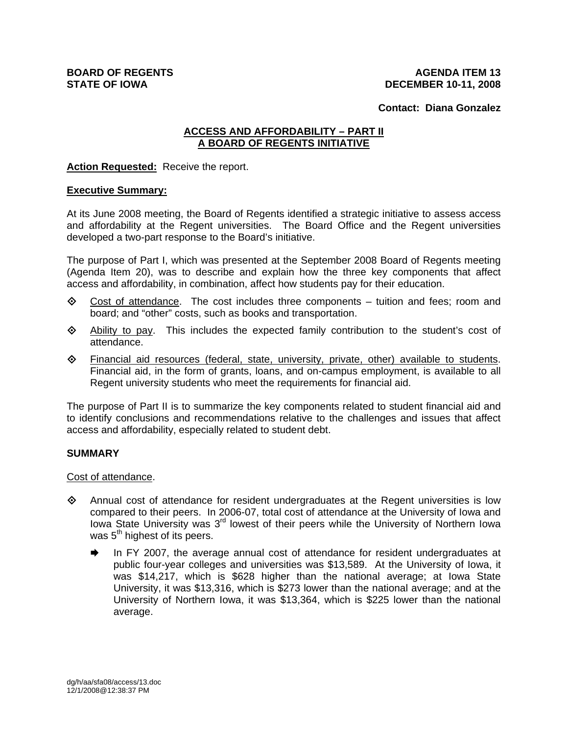**BOARD OF REGENTS**
**STATE OF IOWA**

**AGENDA ITEM 13**
**DECEMBER 10-11, 2008**

**Contact: Diana Gonzalez**

## ACCESS AND AFFORDABILITY – PART II
## A BOARD OF REGENTS INITIATIVE

**Action Requested:** Receive the report.

**Executive Summary:**

At its June 2008 meeting, the Board of Regents identified a strategic initiative to assess access and affordability at the Regent universities. The Board Office and the Regent universities developed a two-part response to the Board's initiative.

The purpose of Part I, which was presented at the September 2008 Board of Regents meeting (Agenda Item 20), was to describe and explain how the three key components that affect access and affordability, in combination, affect how students pay for their education.

- Cost of attendance. The cost includes three components – tuition and fees; room and board; and "other" costs, such as books and transportation.
- Ability to pay. This includes the expected family contribution to the student's cost of attendance.
- Financial aid resources (federal, state, university, private, other) available to students. Financial aid, in the form of grants, loans, and on-campus employment, is available to all Regent university students who meet the requirements for financial aid.

The purpose of Part II is to summarize the key components related to student financial aid and to identify conclusions and recommendations relative to the challenges and issues that affect access and affordability, especially related to student debt.

### SUMMARY

Cost of attendance.

- Annual cost of attendance for resident undergraduates at the Regent universities is low compared to their peers. In 2006-07, total cost of attendance at the University of Iowa and Iowa State University was 3rd lowest of their peers while the University of Northern Iowa was 5th highest of its peers.
  - In FY 2007, the average annual cost of attendance for resident undergraduates at public four-year colleges and universities was $13,589. At the University of Iowa, it was $14,217, which is $628 higher than the national average; at Iowa State University, it was $13,316, which is $273 lower than the national average; and at the University of Northern Iowa, it was $13,364, which is $225 lower than the national average.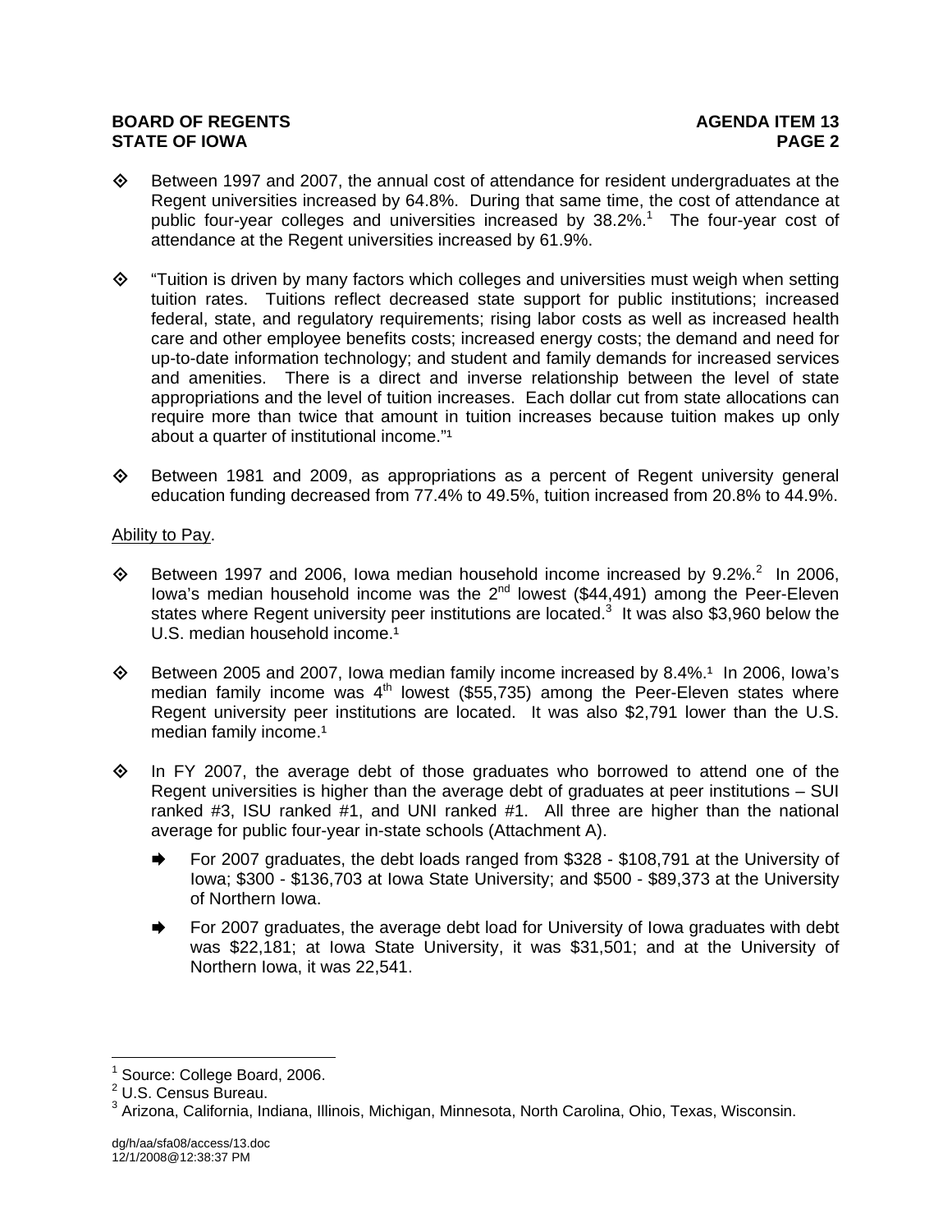- Between 1997 and 2007, the annual cost of attendance for resident undergraduates at the Regent universities increased by 64.8%. During that same time, the cost of attendance at public four-year colleges and universities increased by 38.2%.[1] The four-year cost of attendance at the Regent universities increased by 61.9%.

- "Tuition is driven by many factors which colleges and universities must weigh when setting tuition rates. Tuitions reflect decreased state support for public institutions; increased federal, state, and regulatory requirements; rising labor costs as well as increased health care and other employee benefits costs; increased energy costs; the demand and need for up-to-date information technology; and student and family demands for increased services and amenities. There is a direct and inverse relationship between the level of state appropriations and the level of tuition increases. Each dollar cut from state allocations can require more than twice that amount in tuition increases because tuition makes up only about a quarter of institutional income."[1]

- Between 1981 and 2009, as appropriations as a percent of Regent university general education funding decreased from 77.4% to 49.5%, tuition increased from 20.8% to 44.9%.

Ability to Pay.

- Between 1997 and 2006, Iowa median household income increased by 9.2%.[2] In 2006, Iowa's median household income was the 2nd lowest ($44,491) among the Peer-Eleven states where Regent university peer institutions are located.[3] It was also $3,960 below the U.S. median household income.[1]

- Between 2005 and 2007, Iowa median family income increased by 8.4%.[1] In 2006, Iowa's median family income was 4th lowest ($55,735) among the Peer-Eleven states where Regent university peer institutions are located. It was also $2,791 lower than the U.S. median family income.[1]

- In FY 2007, the average debt of those graduates who borrowed to attend one of the Regent universities is higher than the average debt of graduates at peer institutions – SUI ranked #3, ISU ranked #1, and UNI ranked #1. All three are higher than the national average for public four-year in-state schools (Attachment A).
  - For 2007 graduates, the debt loads ranged from $328 - $108,791 at the University of Iowa; $300 - $136,703 at Iowa State University; and $500 - $89,373 at the University of Northern Iowa.
  - For 2007 graduates, the average debt load for University of Iowa graduates with debt was $22,181; at Iowa State University, it was $31,501; and at the University of Northern Iowa, it was 22,541.

---

[1] Source: College Board, 2006.
[2] U.S. Census Bureau.
[3] Arizona, California, Indiana, Illinois, Michigan, Minnesota, North Carolina, Ohio, Texas, Wisconsin.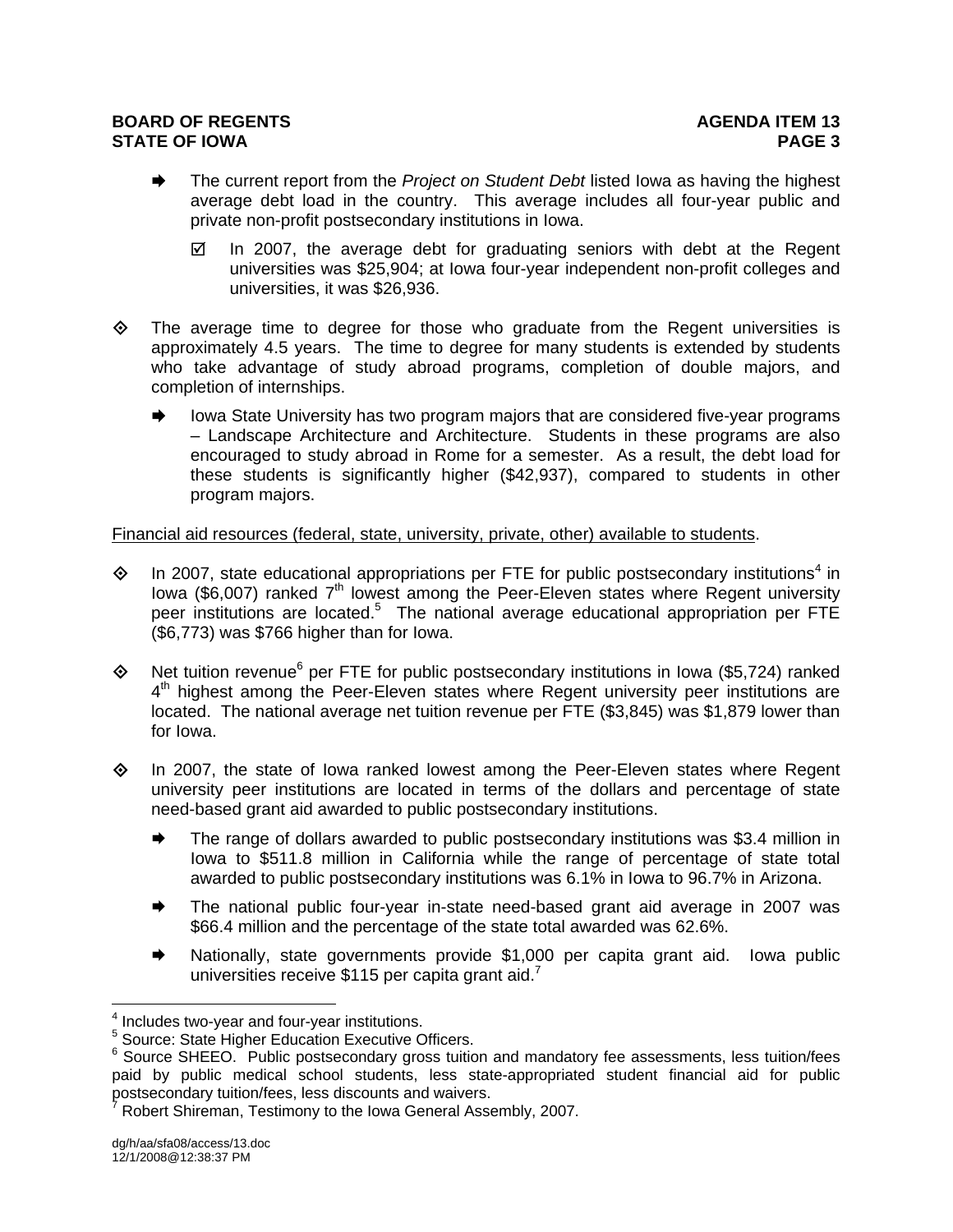- ➡ The current report from the *Project on Student Debt* listed Iowa as having the highest average debt load in the country. This average includes all four-year public and private non-profit postsecondary institutions in Iowa.
  - ☑ In 2007, the average debt for graduating seniors with debt at the Regent universities was $25,904; at Iowa four-year independent non-profit colleges and universities, it was $26,936.

- ◈ The average time to degree for those who graduate from the Regent universities is approximately 4.5 years. The time to degree for many students is extended by students who take advantage of study abroad programs, completion of double majors, and completion of internships.
  - ➡ Iowa State University has two program majors that are considered five-year programs – Landscape Architecture and Architecture. Students in these programs are also encouraged to study abroad in Rome for a semester. As a result, the debt load for these students is significantly higher ($42,937), compared to students in other program majors.

<u>Financial aid resources (federal, state, university, private, other) available to students</u>.

- ◈ In 2007, state educational appropriations per FTE for public postsecondary institutions[4] in Iowa ($6,007) ranked 7th lowest among the Peer-Eleven states where Regent university peer institutions are located.[5] The national average educational appropriation per FTE ($6,773) was $766 higher than for Iowa.

- ◈ Net tuition revenue[6] per FTE for public postsecondary institutions in Iowa ($5,724) ranked 4th highest among the Peer-Eleven states where Regent university peer institutions are located. The national average net tuition revenue per FTE ($3,845) was $1,879 lower than for Iowa.

- ◈ In 2007, the state of Iowa ranked lowest among the Peer-Eleven states where Regent university peer institutions are located in terms of the dollars and percentage of state need-based grant aid awarded to public postsecondary institutions.
  - ➡ The range of dollars awarded to public postsecondary institutions was $3.4 million in Iowa to $511.8 million in California while the range of percentage of state total awarded to public postsecondary institutions was 6.1% in Iowa to 96.7% in Arizona.
  - ➡ The national public four-year in-state need-based grant aid average in 2007 was $66.4 million and the percentage of the state total awarded was 62.6%.
  - ➡ Nationally, state governments provide $1,000 per capita grant aid. Iowa public universities receive $115 per capita grant aid.[7]

---

[4] Includes two-year and four-year institutions.

[5] Source: State Higher Education Executive Officers.

[6] Source SHEEO. Public postsecondary gross tuition and mandatory fee assessments, less tuition/fees paid by public medical school students, less state-appropriated student financial aid for public postsecondary tuition/fees, less discounts and waivers.

[7] Robert Shireman, Testimony to the Iowa General Assembly, 2007.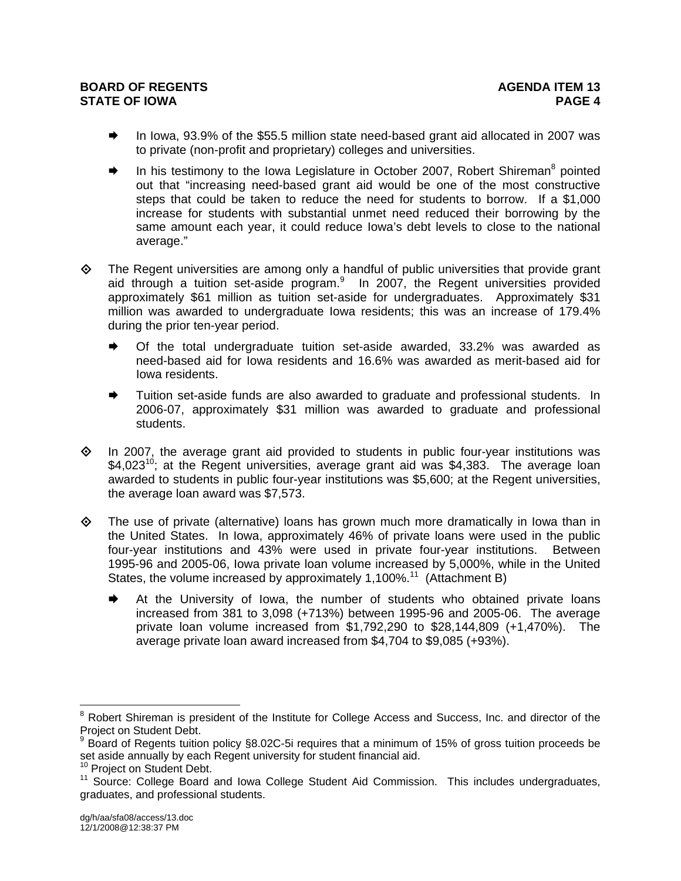- In Iowa, 93.9% of the $55.5 million state need-based grant aid allocated in 2007 was to private (non-profit and proprietary) colleges and universities.
- In his testimony to the Iowa Legislature in October 2007, Robert Shireman[8] pointed out that "increasing need-based grant aid would be one of the most constructive steps that could be taken to reduce the need for students to borrow. If a $1,000 increase for students with substantial unmet need reduced their borrowing by the same amount each year, it could reduce Iowa's debt levels to close to the national average."

- The Regent universities are among only a handful of public universities that provide grant aid through a tuition set-aside program.[9] In 2007, the Regent universities provided approximately $61 million as tuition set-aside for undergraduates. Approximately $31 million was awarded to undergraduate Iowa residents; this was an increase of 179.4% during the prior ten-year period.
  - Of the total undergraduate tuition set-aside awarded, 33.2% was awarded as need-based aid for Iowa residents and 16.6% was awarded as merit-based aid for Iowa residents.
  - Tuition set-aside funds are also awarded to graduate and professional students. In 2006-07, approximately $31 million was awarded to graduate and professional students.

- In 2007, the average grant aid provided to students in public four-year institutions was $4,023[10]; at the Regent universities, average grant aid was $4,383. The average loan awarded to students in public four-year institutions was $5,600; at the Regent universities, the average loan award was $7,573.

- The use of private (alternative) loans has grown much more dramatically in Iowa than in the United States. In Iowa, approximately 46% of private loans were used in the public four-year institutions and 43% were used in private four-year institutions. Between 1995-96 and 2005-06, Iowa private loan volume increased by 5,000%, while in the United States, the volume increased by approximately 1,100%.[11] (Attachment B)
  - At the University of Iowa, the number of students who obtained private loans increased from 381 to 3,098 (+713%) between 1995-96 and 2005-06. The average private loan volume increased from $1,792,290 to $28,144,809 (+1,470%). The average private loan award increased from $4,704 to $9,085 (+93%).

---

[8] Robert Shireman is president of the Institute for College Access and Success, Inc. and director of the Project on Student Debt.

[9] Board of Regents tuition policy §8.02C-5i requires that a minimum of 15% of gross tuition proceeds be set aside annually by each Regent university for student financial aid.

[10] Project on Student Debt.

[11] Source: College Board and Iowa College Student Aid Commission. This includes undergraduates, graduates, and professional students.

dg/h/aa/sfa08/access/13.doc
12/1/2008@12:38:37 PM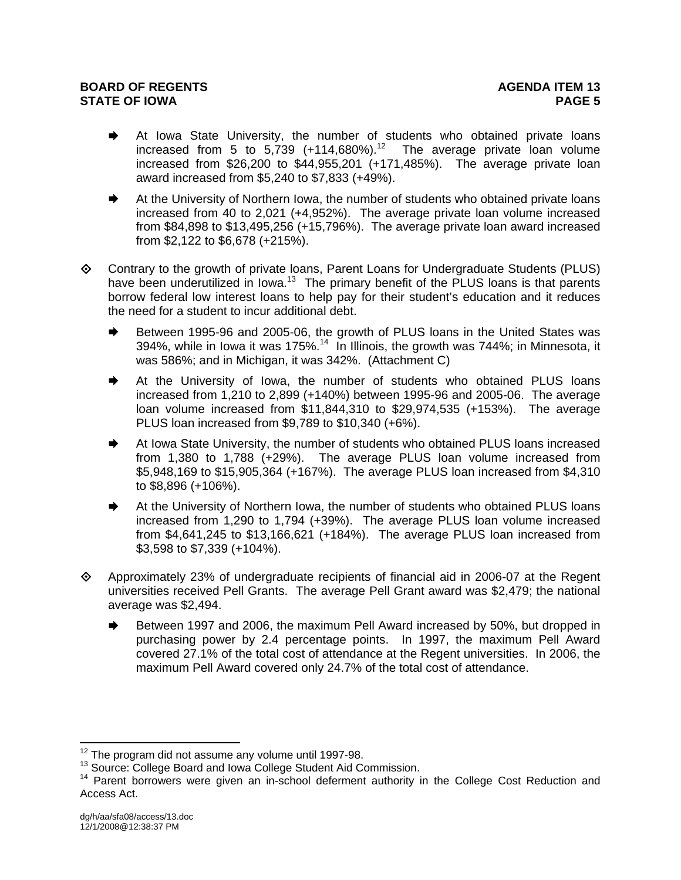- At Iowa State University, the number of students who obtained private loans increased from 5 to 5,739 (+114,680%).[12] The average private loan volume increased from $26,200 to $44,955,201 (+171,485%). The average private loan award increased from $5,240 to $7,833 (+49%).

- At the University of Northern Iowa, the number of students who obtained private loans increased from 40 to 2,021 (+4,952%). The average private loan volume increased from $84,898 to $13,495,256 (+15,796%). The average private loan award increased from $2,122 to $6,678 (+215%).

◇ Contrary to the growth of private loans, Parent Loans for Undergraduate Students (PLUS) have been underutilized in Iowa.[13] The primary benefit of the PLUS loans is that parents borrow federal low interest loans to help pay for their student's education and it reduces the need for a student to incur additional debt.

- Between 1995-96 and 2005-06, the growth of PLUS loans in the United States was 394%, while in Iowa it was 175%.[14] In Illinois, the growth was 744%; in Minnesota, it was 586%; and in Michigan, it was 342%. (Attachment C)

- At the University of Iowa, the number of students who obtained PLUS loans increased from 1,210 to 2,899 (+140%) between 1995-96 and 2005-06. The average loan volume increased from $11,844,310 to $29,974,535 (+153%). The average PLUS loan increased from $9,789 to $10,340 (+6%).

- At Iowa State University, the number of students who obtained PLUS loans increased from 1,380 to 1,788 (+29%). The average PLUS loan volume increased from $5,948,169 to $15,905,364 (+167%). The average PLUS loan increased from $4,310 to $8,896 (+106%).

- At the University of Northern Iowa, the number of students who obtained PLUS loans increased from 1,290 to 1,794 (+39%). The average PLUS loan volume increased from $4,641,245 to $13,166,621 (+184%). The average PLUS loan increased from $3,598 to $7,339 (+104%).

◇ Approximately 23% of undergraduate recipients of financial aid in 2006-07 at the Regent universities received Pell Grants. The average Pell Grant award was $2,479; the national average was $2,494.

- Between 1997 and 2006, the maximum Pell Award increased by 50%, but dropped in purchasing power by 2.4 percentage points. In 1997, the maximum Pell Award covered 27.1% of the total cost of attendance at the Regent universities. In 2006, the maximum Pell Award covered only 24.7% of the total cost of attendance.

---

[12] The program did not assume any volume until 1997-98.

[13] Source: College Board and Iowa College Student Aid Commission.

[14] Parent borrowers were given an in-school deferment authority in the College Cost Reduction and Access Act.

dg/h/aa/sfa08/access/13.doc
12/1/2008@12:38:37 PM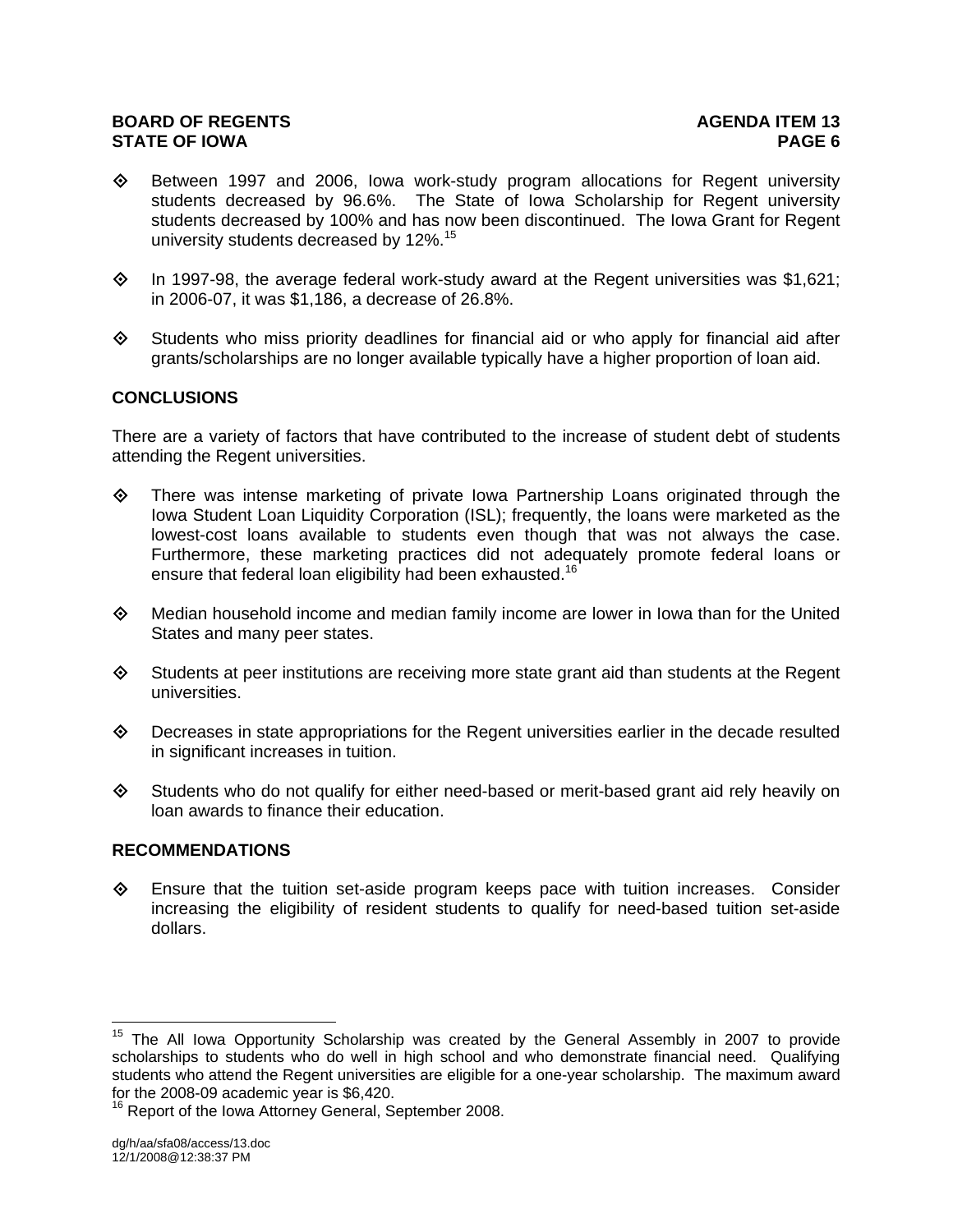- Between 1997 and 2006, Iowa work-study program allocations for Regent university students decreased by 96.6%. The State of Iowa Scholarship for Regent university students decreased by 100% and has now been discontinued. The Iowa Grant for Regent university students decreased by 12%.[15]

- In 1997-98, the average federal work-study award at the Regent universities was $1,621; in 2006-07, it was $1,186, a decrease of 26.8%.

- Students who miss priority deadlines for financial aid or who apply for financial aid after grants/scholarships are no longer available typically have a higher proportion of loan aid.

## CONCLUSIONS

There are a variety of factors that have contributed to the increase of student debt of students attending the Regent universities.

- There was intense marketing of private Iowa Partnership Loans originated through the Iowa Student Loan Liquidity Corporation (ISL); frequently, the loans were marketed as the lowest-cost loans available to students even though that was not always the case. Furthermore, these marketing practices did not adequately promote federal loans or ensure that federal loan eligibility had been exhausted.[16]

- Median household income and median family income are lower in Iowa than for the United States and many peer states.

- Students at peer institutions are receiving more state grant aid than students at the Regent universities.

- Decreases in state appropriations for the Regent universities earlier in the decade resulted in significant increases in tuition.

- Students who do not qualify for either need-based or merit-based grant aid rely heavily on loan awards to finance their education.

## RECOMMENDATIONS

- Ensure that the tuition set-aside program keeps pace with tuition increases. Consider increasing the eligibility of resident students to qualify for need-based tuition set-aside dollars.

---

[15] The All Iowa Opportunity Scholarship was created by the General Assembly in 2007 to provide scholarships to students who do well in high school and who demonstrate financial need. Qualifying students who attend the Regent universities are eligible for a one-year scholarship. The maximum award for the 2008-09 academic year is $6,420.

[16] Report of the Iowa Attorney General, September 2008.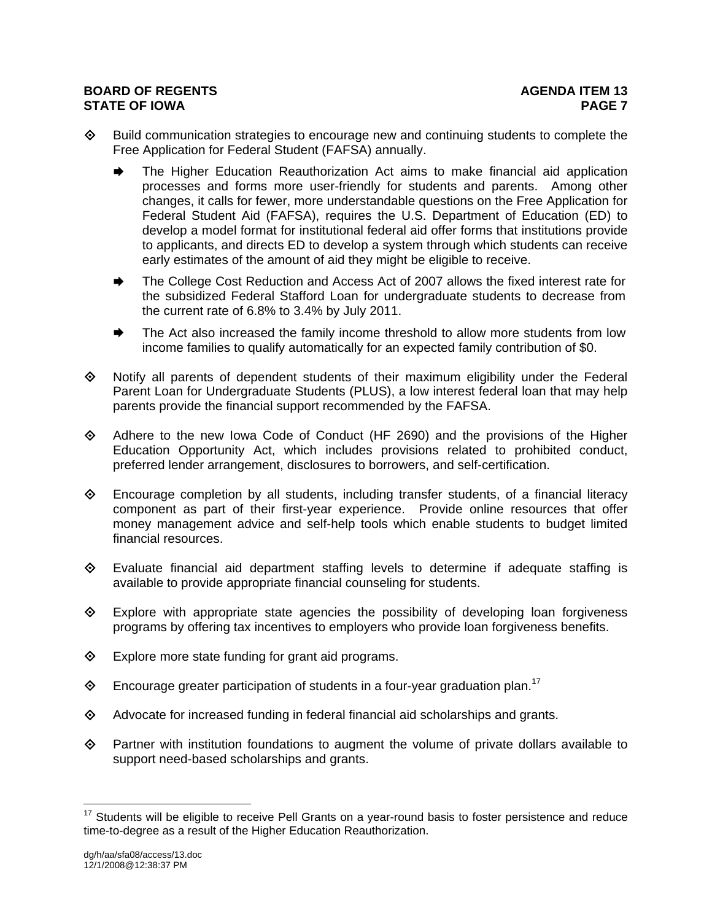- Build communication strategies to encourage new and continuing students to complete the Free Application for Federal Student (FAFSA) annually.
  - The Higher Education Reauthorization Act aims to make financial aid application processes and forms more user-friendly for students and parents. Among other changes, it calls for fewer, more understandable questions on the Free Application for Federal Student Aid (FAFSA), requires the U.S. Department of Education (ED) to develop a model format for institutional federal aid offer forms that institutions provide to applicants, and directs ED to develop a system through which students can receive early estimates of the amount of aid they might be eligible to receive.
  - The College Cost Reduction and Access Act of 2007 allows the fixed interest rate for the subsidized Federal Stafford Loan for undergraduate students to decrease from the current rate of 6.8% to 3.4% by July 2011.
  - The Act also increased the family income threshold to allow more students from low income families to qualify automatically for an expected family contribution of $0.
- Notify all parents of dependent students of their maximum eligibility under the Federal Parent Loan for Undergraduate Students (PLUS), a low interest federal loan that may help parents provide the financial support recommended by the FAFSA.
- Adhere to the new Iowa Code of Conduct (HF 2690) and the provisions of the Higher Education Opportunity Act, which includes provisions related to prohibited conduct, preferred lender arrangement, disclosures to borrowers, and self-certification.
- Encourage completion by all students, including transfer students, of a financial literacy component as part of their first-year experience. Provide online resources that offer money management advice and self-help tools which enable students to budget limited financial resources.
- Evaluate financial aid department staffing levels to determine if adequate staffing is available to provide appropriate financial counseling for students.
- Explore with appropriate state agencies the possibility of developing loan forgiveness programs by offering tax incentives to employers who provide loan forgiveness benefits.
- Explore more state funding for grant aid programs.
- Encourage greater participation of students in a four-year graduation plan.[17]
- Advocate for increased funding in federal financial aid scholarships and grants.
- Partner with institution foundations to augment the volume of private dollars available to support need-based scholarships and grants.

---

[17] Students will be eligible to receive Pell Grants on a year-round basis to foster persistence and reduce time-to-degree as a result of the Higher Education Reauthorization.

dg/h/aa/sfa08/access/13.doc
12/1/2008@12:38:37 PM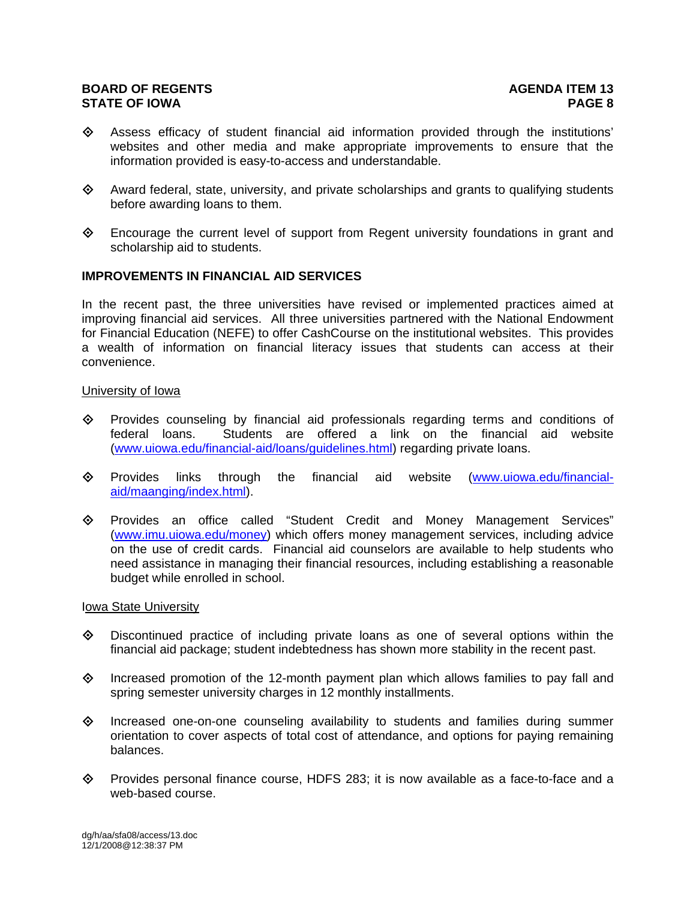- Assess efficacy of student financial aid information provided through the institutions' websites and other media and make appropriate improvements to ensure that the information provided is easy-to-access and understandable.

- Award federal, state, university, and private scholarships and grants to qualifying students before awarding loans to them.

- Encourage the current level of support from Regent university foundations in grant and scholarship aid to students.

**IMPROVEMENTS IN FINANCIAL AID SERVICES**

In the recent past, the three universities have revised or implemented practices aimed at improving financial aid services. All three universities partnered with the National Endowment for Financial Education (NEFE) to offer CashCourse on the institutional websites. This provides a wealth of information on financial literacy issues that students can access at their convenience.

<u>University of Iowa</u>

- Provides counseling by financial aid professionals regarding terms and conditions of federal loans. Students are offered a link on the financial aid website ([www.uiowa.edu/financial-aid/loans/guidelines.html](www.uiowa.edu/financial-aid/loans/guidelines.html)) regarding private loans.

- Provides links through the financial aid website ([www.uiowa.edu/financial-aid/maanging/index.html](www.uiowa.edu/financial-aid/maanging/index.html)).

- Provides an office called "Student Credit and Money Management Services" ([www.imu.uiowa.edu/money](www.imu.uiowa.edu/money)) which offers money management services, including advice on the use of credit cards. Financial aid counselors are available to help students who need assistance in managing their financial resources, including establishing a reasonable budget while enrolled in school.

<u>Iowa State University</u>

- Discontinued practice of including private loans as one of several options within the financial aid package; student indebtedness has shown more stability in the recent past.

- Increased promotion of the 12-month payment plan which allows families to pay fall and spring semester university charges in 12 monthly installments.

- Increased one-on-one counseling availability to students and families during summer orientation to cover aspects of total cost of attendance, and options for paying remaining balances.

- Provides personal finance course, HDFS 283; it is now available as a face-to-face and a web-based course.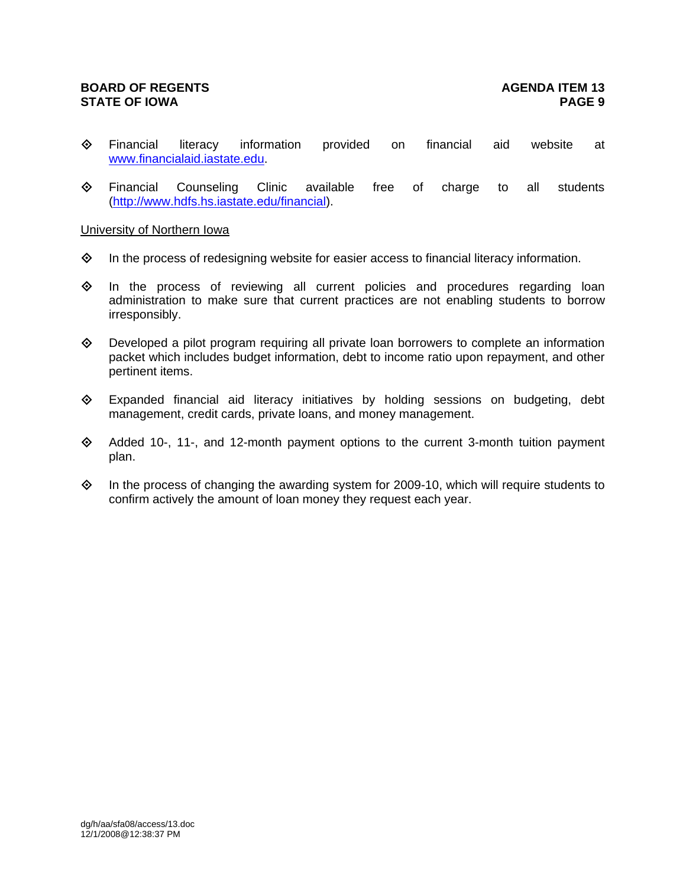- Financial literacy information provided on financial aid website at [www.financialaid.iastate.edu](http://www.financialaid.iastate.edu).

- Financial Counseling Clinic available free of charge to all students ([http://www.hdfs.hs.iastate.edu/financial](http://www.hdfs.hs.iastate.edu/financial)).

<u>University of Northern Iowa</u>

- In the process of redesigning website for easier access to financial literacy information.

- In the process of reviewing all current policies and procedures regarding loan administration to make sure that current practices are not enabling students to borrow irresponsibly.

- Developed a pilot program requiring all private loan borrowers to complete an information packet which includes budget information, debt to income ratio upon repayment, and other pertinent items.

- Expanded financial aid literacy initiatives by holding sessions on budgeting, debt management, credit cards, private loans, and money management.

- Added 10-, 11-, and 12-month payment options to the current 3-month tuition payment plan.

- In the process of changing the awarding system for 2009-10, which will require students to confirm actively the amount of loan money they request each year.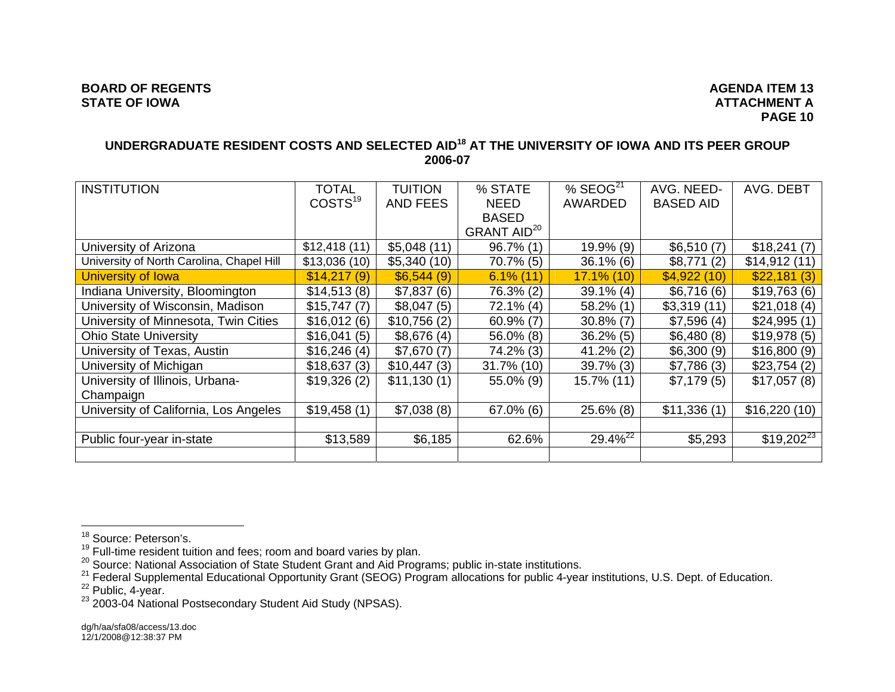BOARD OF REGENTS
STATE OF IOWA

AGENDA ITEM 13
ATTACHMENT A

## UNDERGRADUATE RESIDENT COSTS AND SELECTED AID[18] AT THE UNIVERSITY OF IOWA AND ITS PEER GROUP 2006-07

| INSTITUTION | TOTAL COSTS[19] | TUITION AND FEES | % STATE NEED BASED GRANT AID[20] | % SEOG[21] AWARDED | AVG. NEED-BASED AID | AVG. DEBT |
|---|---|---|---|---|---|---|
| University of Arizona | $12,418 (11) | $5,048 (11) | 96.7% (1) | 19.9% (9) | $6,510 (7) | $18,241 (7) |
| University of North Carolina, Chapel Hill | $13,036 (10) | $5,340 (10) | 70.7% (5) | 36.1% (6) | $8,771 (2) | $14,912 (11) |
| University of Iowa | $14,217 (9) | $6,544 (9) | 6.1% (11) | 17.1% (10) | $4,922 (10) | $22,181 (3) |
| Indiana University, Bloomington | $14,513 (8) | $7,837 (6) | 76.3% (2) | 39.1% (4) | $6,716 (6) | $19,763 (6) |
| University of Wisconsin, Madison | $15,747 (7) | $8,047 (5) | 72.1% (4) | 58.2% (1) | $3,319 (11) | $21,018 (4) |
| University of Minnesota, Twin Cities | $16,012 (6) | $10,756 (2) | 60.9% (7) | 30.8% (7) | $7,596 (4) | $24,995 (1) |
| Ohio State University | $16,041 (5) | $8,676 (4) | 56.0% (8) | 36.2% (5) | $6,480 (8) | $19,978 (5) |
| University of Texas, Austin | $16,246 (4) | $7,670 (7) | 74.2% (3) | 41.2% (2) | $6,300 (9) | $16,800 (9) |
| University of Michigan | $18,637 (3) | $10,447 (3) | 31.7% (10) | 39.7% (3) | $7,786 (3) | $23,754 (2) |
| University of Illinois, Urbana-Champaign | $19,326 (2) | $11,130 (1) | 55.0% (9) | 15.7% (11) | $7,179 (5) | $17,057 (8) |
| University of California, Los Angeles | $19,458 (1) | $7,038 (8) | 67.0% (6) | 25.6% (8) | $11,336 (1) | $16,220 (10) |
| | | | | | | |
| Public four-year in-state | $13,589 | $6,185 | 62.6% | 29.4%[22] | $5,293 | $19,202[23] |
| | | | | | | |

[18] Source: Peterson's.
[19] Full-time resident tuition and fees; room and board varies by plan.
[20] Source: National Association of State Student Grant and Aid Programs; public in-state institutions.
[21] Federal Supplemental Educational Opportunity Grant (SEOG) Program allocations for public 4-year institutions, U.S. Dept. of Education.
[22] Public, 4-year.
[23] 2003-04 National Postsecondary Student Aid Study (NPSAS).

dg/h/aa/sfa08/access/13.doc
12/1/2008@12:38:37 PM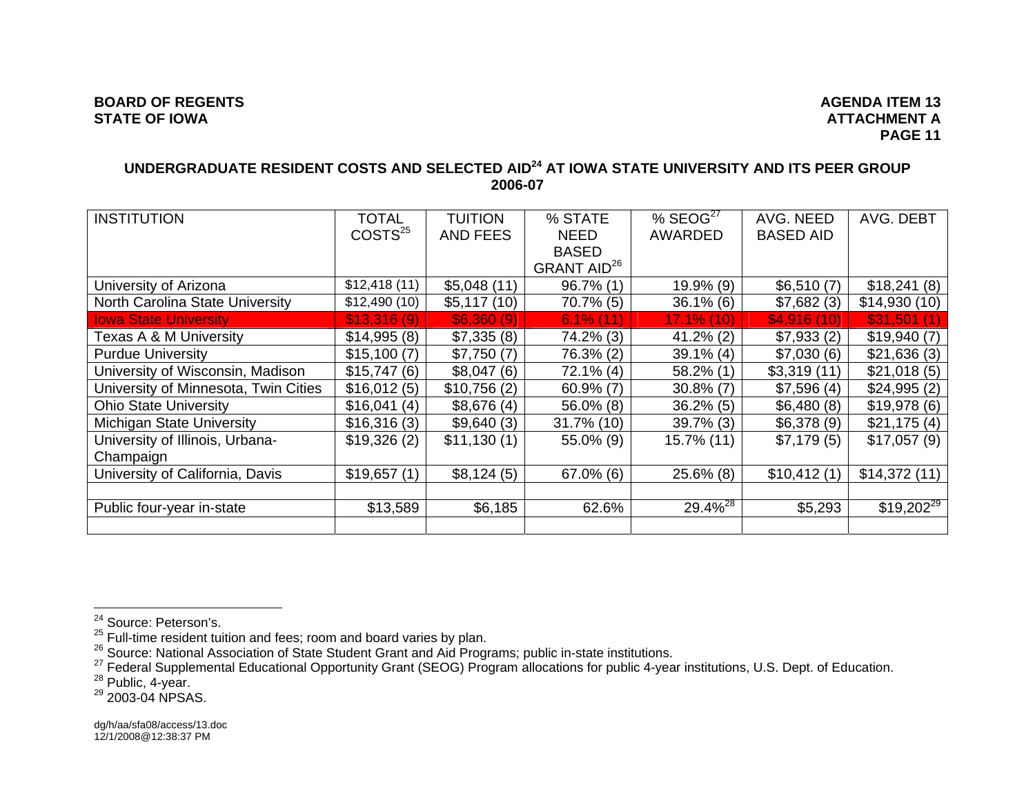**BOARD OF REGENTS**
**STATE OF IOWA**

**AGENDA ITEM 13**
**ATTACHMENT A**

## UNDERGRADUATE RESIDENT COSTS AND SELECTED AID[24] AT IOWA STATE UNIVERSITY AND ITS PEER GROUP 2006-07

| INSTITUTION | TOTAL COSTS[25] | TUITION AND FEES | % STATE NEED BASED GRANT AID[26] | % SEOG[27] AWARDED | AVG. NEED BASED AID | AVG. DEBT |
|---|---|---|---|---|---|---|
| University of Arizona | $12,418 (11) | $5,048 (11) | 96.7% (1) | 19.9% (9) | $6,510 (7) | $18,241 (8) |
| North Carolina State University | $12,490 (10) | $5,117 (10) | 70.7% (5) | 36.1% (6) | $7,682 (3) | $14,930 (10) |
| Iowa State University | $13,316 (9) | $6,360 (9) | 6.1% (11) | 17.1% (10) | $4,916 (10) | $31,501 (1) |
| Texas A & M University | $14,995 (8) | $7,335 (8) | 74.2% (3) | 41.2% (2) | $7,933 (2) | $19,940 (7) |
| Purdue University | $15,100 (7) | $7,750 (7) | 76.3% (2) | 39.1% (4) | $7,030 (6) | $21,636 (3) |
| University of Wisconsin, Madison | $15,747 (6) | $8,047 (6) | 72.1% (4) | 58.2% (1) | $3,319 (11) | $21,018 (5) |
| University of Minnesota, Twin Cities | $16,012 (5) | $10,756 (2) | 60.9% (7) | 30.8% (7) | $7,596 (4) | $24,995 (2) |
| Ohio State University | $16,041 (4) | $8,676 (4) | 56.0% (8) | 36.2% (5) | $6,480 (8) | $19,978 (6) |
| Michigan State University | $16,316 (3) | $9,640 (3) | 31.7% (10) | 39.7% (3) | $6,378 (9) | $21,175 (4) |
| University of Illinois, Urbana-Champaign | $19,326 (2) | $11,130 (1) | 55.0% (9) | 15.7% (11) | $7,179 (5) | $17,057 (9) |
| University of California, Davis | $19,657 (1) | $8,124 (5) | 67.0% (6) | 25.6% (8) | $10,412 (1) | $14,372 (11) |
| | | | | | | |
| Public four-year in-state | $13,589 | $6,185 | 62.6% | 29.4%[28] | $5,293 | $19,202[29] |
| | | | | | | |

[24] Source: Peterson's.
[25] Full-time resident tuition and fees; room and board varies by plan.
[26] Source: National Association of State Student Grant and Aid Programs; public in-state institutions.
[27] Federal Supplemental Educational Opportunity Grant (SEOG) Program allocations for public 4-year institutions, U.S. Dept. of Education.
[28] Public, 4-year.
[29] 2003-04 NPSAS.

dg/h/aa/sfa08/access/13.doc
12/1/2008@12:38:37 PM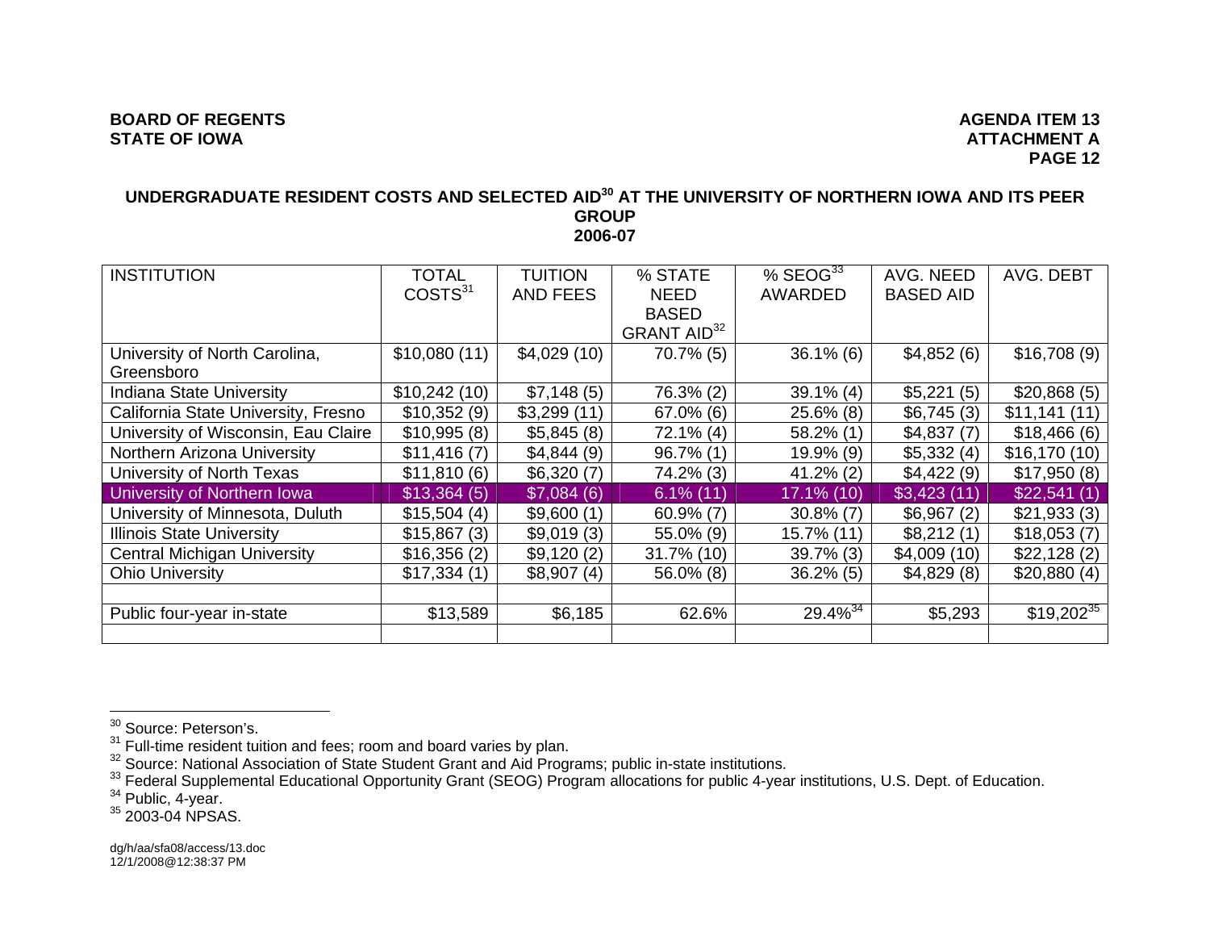**BOARD OF REGENTS**
**STATE OF IOWA**

**AGENDA ITEM 13**
**ATTACHMENT A**
**PAGE 12**

## UNDERGRADUATE RESIDENT COSTS AND SELECTED AID[30] AT THE UNIVERSITY OF NORTHERN IOWA AND ITS PEER GROUP 2006-07

| INSTITUTION | TOTAL COSTS[31] | TUITION AND FEES | % STATE NEED BASED GRANT AID[32] | % SEOG[33] AWARDED | AVG. NEED BASED AID | AVG. DEBT |
|---|---|---|---|---|---|---|
| University of North Carolina, Greensboro | $10,080 (11) | $4,029 (10) | 70.7% (5) | 36.1% (6) | $4,852 (6) | $16,708 (9) |
| Indiana State University | $10,242 (10) | $7,148 (5) | 76.3% (2) | 39.1% (4) | $5,221 (5) | $20,868 (5) |
| California State University, Fresno | $10,352 (9) | $3,299 (11) | 67.0% (6) | 25.6% (8) | $6,745 (3) | $11,141 (11) |
| University of Wisconsin, Eau Claire | $10,995 (8) | $5,845 (8) | 72.1% (4) | 58.2% (1) | $4,837 (7) | $18,466 (6) |
| Northern Arizona University | $11,416 (7) | $4,844 (9) | 96.7% (1) | 19.9% (9) | $5,332 (4) | $16,170 (10) |
| University of North Texas | $11,810 (6) | $6,320 (7) | 74.2% (3) | 41.2% (2) | $4,422 (9) | $17,950 (8) |
| University of Northern Iowa | $13,364 (5) | $7,084 (6) | 6.1% (11) | 17.1% (10) | $3,423 (11) | $22,541 (1) |
| University of Minnesota, Duluth | $15,504 (4) | $9,600 (1) | 60.9% (7) | 30.8% (7) | $6,967 (2) | $21,933 (3) |
| Illinois State University | $15,867 (3) | $9,019 (3) | 55.0% (9) | 15.7% (11) | $8,212 (1) | $18,053 (7) |
| Central Michigan University | $16,356 (2) | $9,120 (2) | 31.7% (10) | 39.7% (3) | $4,009 (10) | $22,128 (2) |
| Ohio University | $17,334 (1) | $8,907 (4) | 56.0% (8) | 36.2% (5) | $4,829 (8) | $20,880 (4) |
| | | | | | | |
| Public four-year in-state | $13,589 | $6,185 | 62.6% | 29.4%[34] | $5,293 | $19,202[35] |
| | | | | | | |

[30] Source: Peterson's.
[31] Full-time resident tuition and fees; room and board varies by plan.
[32] Source: National Association of State Student Grant and Aid Programs; public in-state institutions.
[33] Federal Supplemental Educational Opportunity Grant (SEOG) Program allocations for public 4-year institutions, U.S. Dept. of Education.
[34] Public, 4-year.
[35] 2003-04 NPSAS.

dg/h/aa/sfa08/access/13.doc
12/1/2008@12:38:37 PM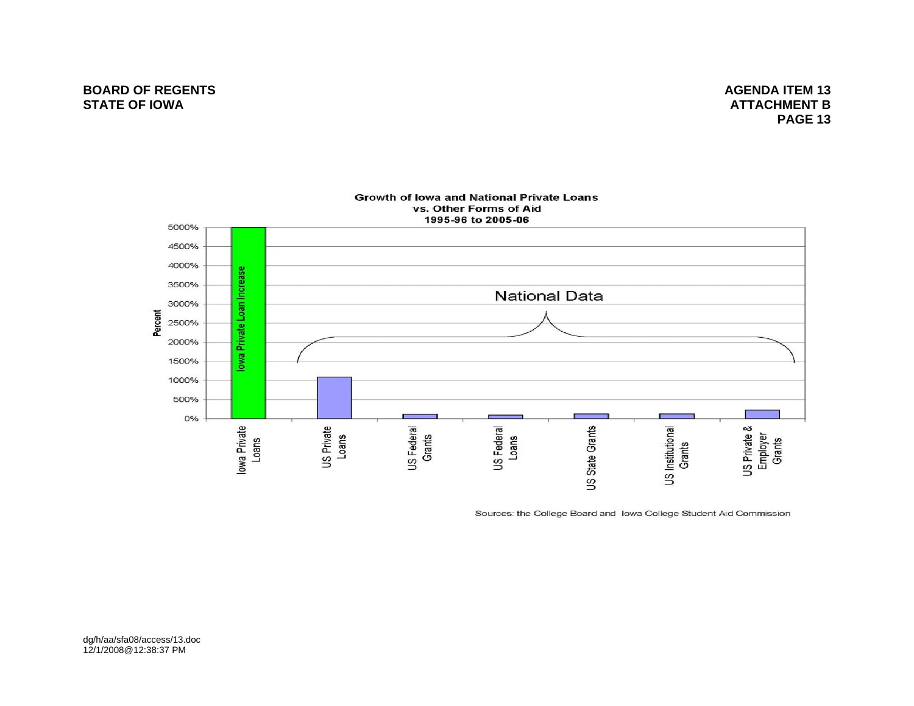**Growth of Iowa and National Private Loans vs. Other Forms of Aid 1995-96 to 2005-06**

Percent

5000%
4500%
4000%
3500%
3000%
2500%
2000%
1500%
1000%
500%
0%

Iowa Private Loan Increase

National Data

Iowa Private Loans | US Private Loans | US Federal Grants | US Federal Loans | US State Grants | US Institutional Grants | US Private & Employer Grants

Sources: the College Board and Iowa College Student Aid Commission

dg/h/aa/sfa08/access/13.doc
12/1/2008@12:38:37 PM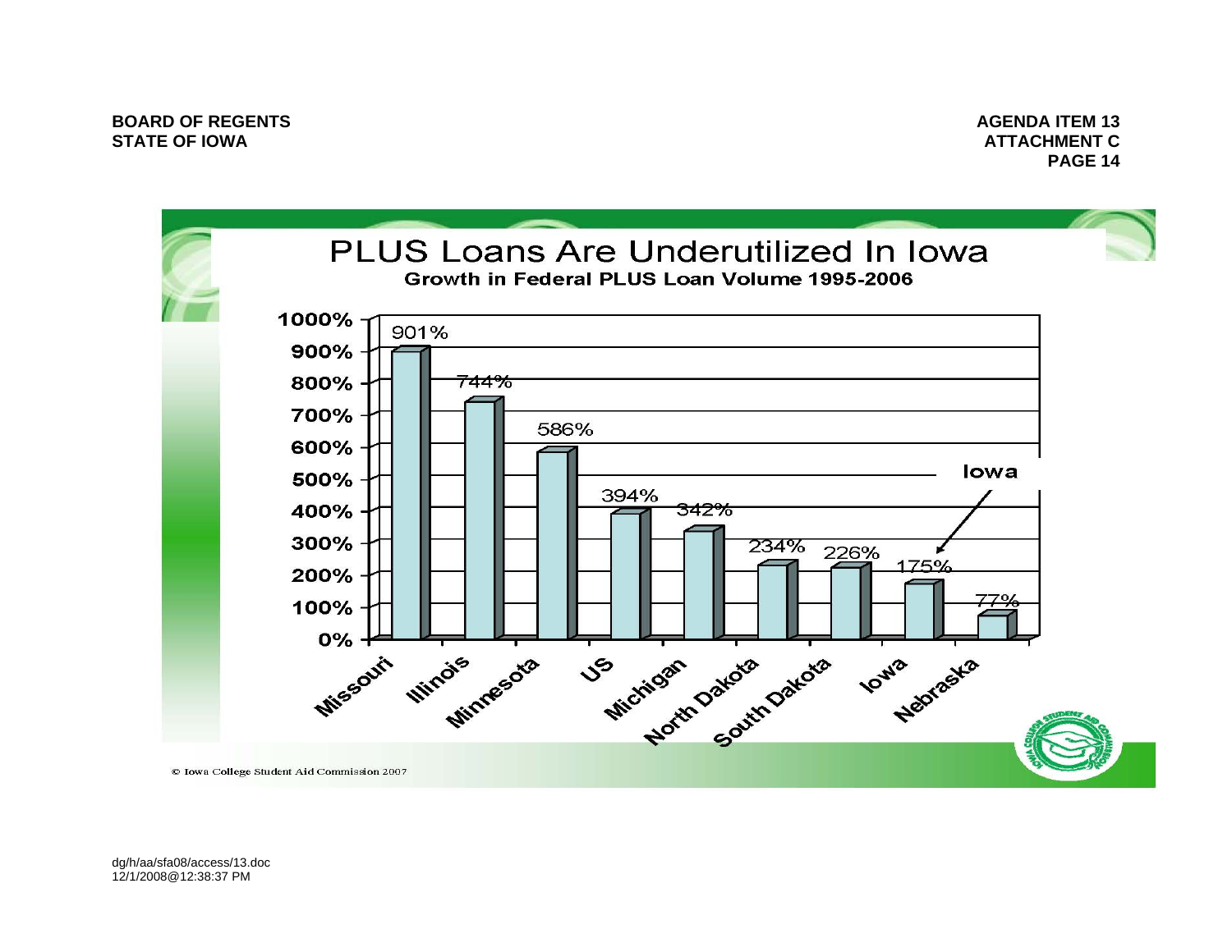# PLUS Loans Are Underutilized In Iowa

**Growth in Federal PLUS Loan Volume 1995-2006**

1000%
900%
800%
700%
600%
500%
400%
300%
200%
100%
0%

901%
744%
586%
394%
342%
234%
226%
175%
77%

Missouri
Illinois
Minnesota
US
Michigan
North Dakota
South Dakota
Iowa
Nebraska

Iowa

© Iowa College Student Aid Commission 2007

dg/h/aa/sfa08/access/13.doc
12/1/2008@12:38:37 PM